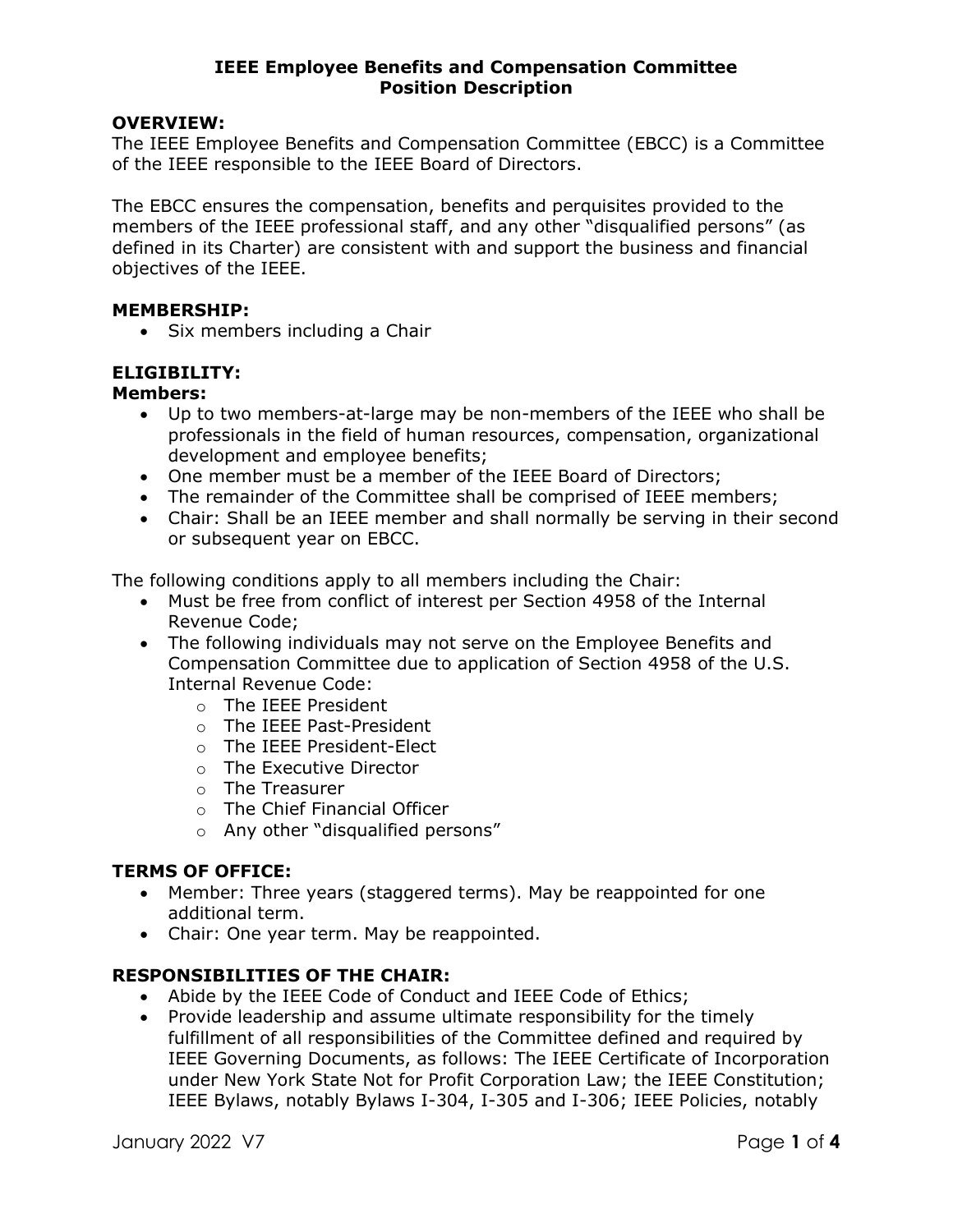# IEEE Employee Benefits and Compensation Committee
# Position Description

**OVERVIEW:**

The IEEE Employee Benefits and Compensation Committee (EBCC) is a Committee of the IEEE responsible to the IEEE Board of Directors.

The EBCC ensures the compensation, benefits and perquisites provided to the members of the IEEE professional staff, and any other "disqualified persons" (as defined in its Charter) are consistent with and support the business and financial objectives of the IEEE.

**MEMBERSHIP:**

- Six members including a Chair

**ELIGIBILITY:**

**Members:**

- Up to two members-at-large may be non-members of the IEEE who shall be professionals in the field of human resources, compensation, organizational development and employee benefits;
- One member must be a member of the IEEE Board of Directors;
- The remainder of the Committee shall be comprised of IEEE members;
- Chair: Shall be an IEEE member and shall normally be serving in their second or subsequent year on EBCC.

The following conditions apply to all members including the Chair:

- Must be free from conflict of interest per Section 4958 of the Internal Revenue Code;
- The following individuals may not serve on the Employee Benefits and Compensation Committee due to application of Section 4958 of the U.S. Internal Revenue Code:
  - The IEEE President
  - The IEEE Past-President
  - The IEEE President-Elect
  - The Executive Director
  - The Treasurer
  - The Chief Financial Officer
  - Any other "disqualified persons"

**TERMS OF OFFICE:**

- Member: Three years (staggered terms). May be reappointed for one additional term.
- Chair: One year term. May be reappointed.

**RESPONSIBILITIES OF THE CHAIR:**

- Abide by the IEEE Code of Conduct and IEEE Code of Ethics;
- Provide leadership and assume ultimate responsibility for the timely fulfillment of all responsibilities of the Committee defined and required by IEEE Governing Documents, as follows: The IEEE Certificate of Incorporation under New York State Not for Profit Corporation Law; the IEEE Constitution; IEEE Bylaws, notably Bylaws I-304, I-305 and I-306; IEEE Policies, notably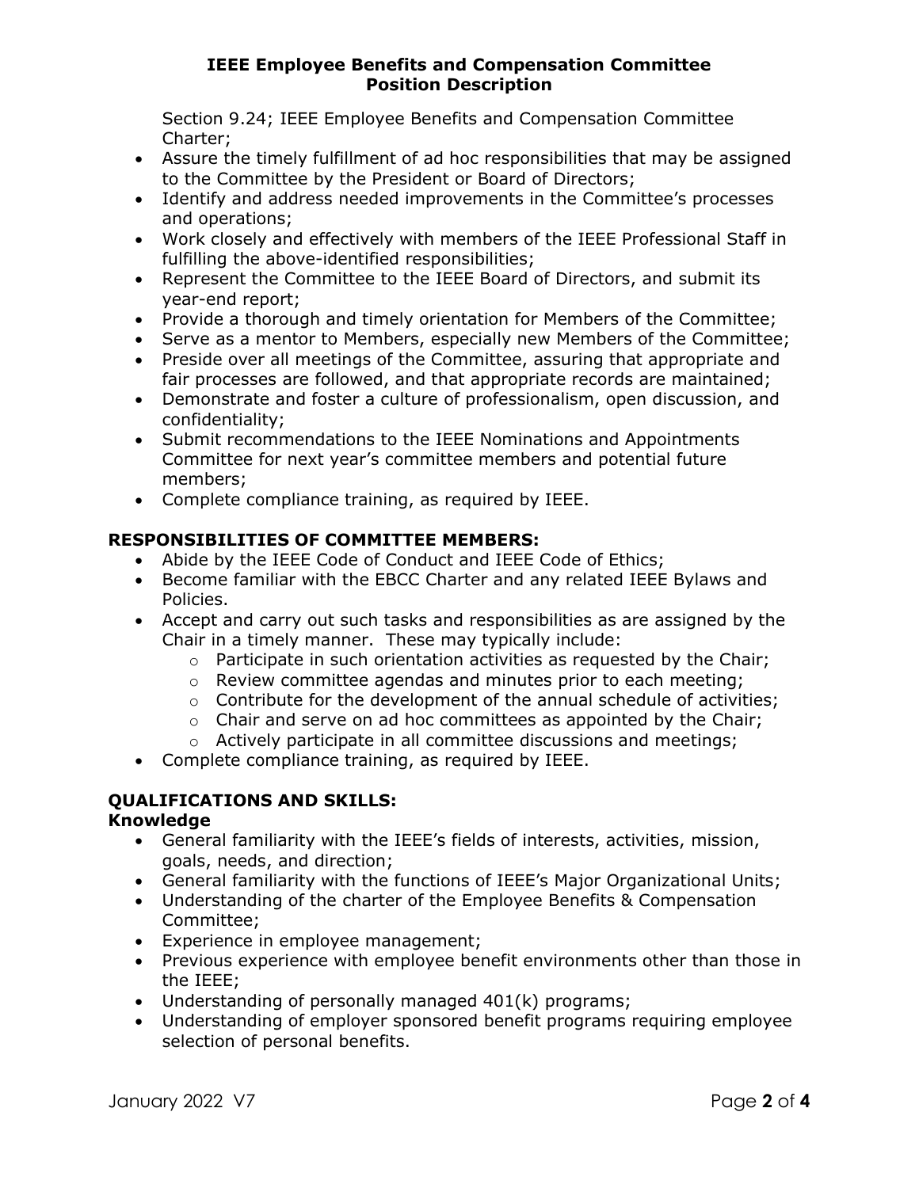Section 9.24; IEEE Employee Benefits and Compensation Committee Charter;

- Assure the timely fulfillment of ad hoc responsibilities that may be assigned to the Committee by the President or Board of Directors;
- Identify and address needed improvements in the Committee's processes and operations;
- Work closely and effectively with members of the IEEE Professional Staff in fulfilling the above-identified responsibilities;
- Represent the Committee to the IEEE Board of Directors, and submit its year-end report;
- Provide a thorough and timely orientation for Members of the Committee;
- Serve as a mentor to Members, especially new Members of the Committee;
- Preside over all meetings of the Committee, assuring that appropriate and fair processes are followed, and that appropriate records are maintained;
- Demonstrate and foster a culture of professionalism, open discussion, and confidentiality;
- Submit recommendations to the IEEE Nominations and Appointments Committee for next year's committee members and potential future members;
- Complete compliance training, as required by IEEE.

## RESPONSIBILITIES OF COMMITTEE MEMBERS:

- Abide by the IEEE Code of Conduct and IEEE Code of Ethics;
- Become familiar with the EBCC Charter and any related IEEE Bylaws and Policies.
- Accept and carry out such tasks and responsibilities as are assigned by the Chair in a timely manner. These may typically include:
  - Participate in such orientation activities as requested by the Chair;
  - Review committee agendas and minutes prior to each meeting;
  - Contribute for the development of the annual schedule of activities;
  - Chair and serve on ad hoc committees as appointed by the Chair;
  - Actively participate in all committee discussions and meetings;
- Complete compliance training, as required by IEEE.

## QUALIFICATIONS AND SKILLS:

### Knowledge

- General familiarity with the IEEE's fields of interests, activities, mission, goals, needs, and direction;
- General familiarity with the functions of IEEE's Major Organizational Units;
- Understanding of the charter of the Employee Benefits & Compensation Committee;
- Experience in employee management;
- Previous experience with employee benefit environments other than those in the IEEE;
- Understanding of personally managed 401(k) programs;
- Understanding of employer sponsored benefit programs requiring employee selection of personal benefits.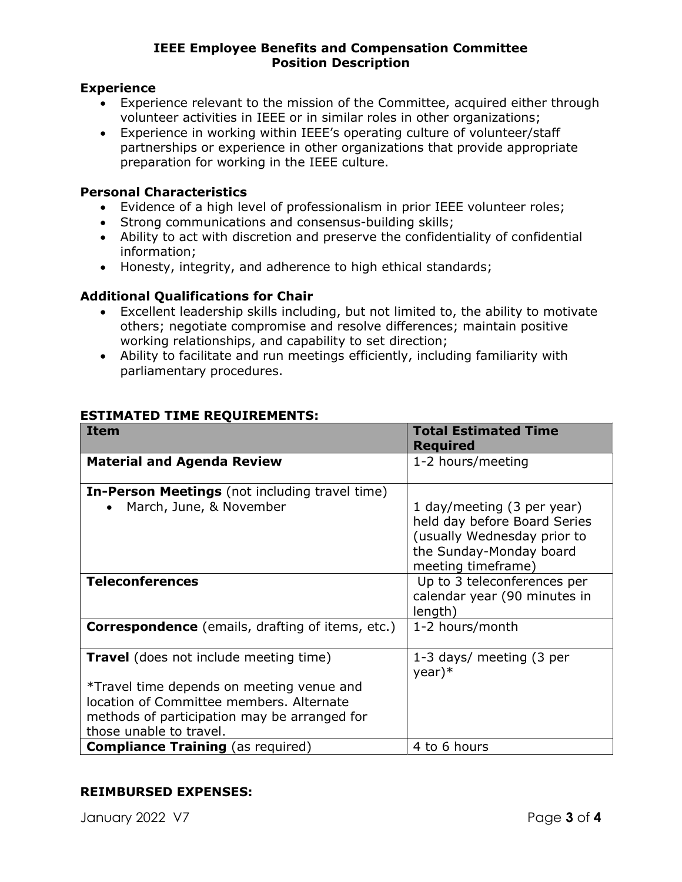**Experience**

- Experience relevant to the mission of the Committee, acquired either through volunteer activities in IEEE or in similar roles in other organizations;
- Experience in working within IEEE's operating culture of volunteer/staff partnerships or experience in other organizations that provide appropriate preparation for working in the IEEE culture.

**Personal Characteristics**

- Evidence of a high level of professionalism in prior IEEE volunteer roles;
- Strong communications and consensus-building skills;
- Ability to act with discretion and preserve the confidentiality of confidential information;
- Honesty, integrity, and adherence to high ethical standards;

**Additional Qualifications for Chair**

- Excellent leadership skills including, but not limited to, the ability to motivate others; negotiate compromise and resolve differences; maintain positive working relationships, and capability to set direction;
- Ability to facilitate and run meetings efficiently, including familiarity with parliamentary procedures.

**ESTIMATED TIME REQUIREMENTS:**

| Item | Total Estimated Time Required |
|---|---|
| **Material and Agenda Review** | 1-2 hours/meeting |
| **In-Person Meetings** (not including travel time)<br>• March, June, & November | 1 day/meeting (3 per year) held day before Board Series (usually Wednesday prior to the Sunday-Monday board meeting timeframe) |
| **Teleconferences** | Up to 3 teleconferences per calendar year (90 minutes in length) |
| **Correspondence** (emails, drafting of items, etc.) | 1-2 hours/month |
| **Travel** (does not include meeting time)<br><br>*Travel time depends on meeting venue and location of Committee members. Alternate methods of participation may be arranged for those unable to travel. | 1-3 days/ meeting (3 per year)* |
| **Compliance Training** (as required) | 4 to 6 hours |

**REIMBURSED EXPENSES:**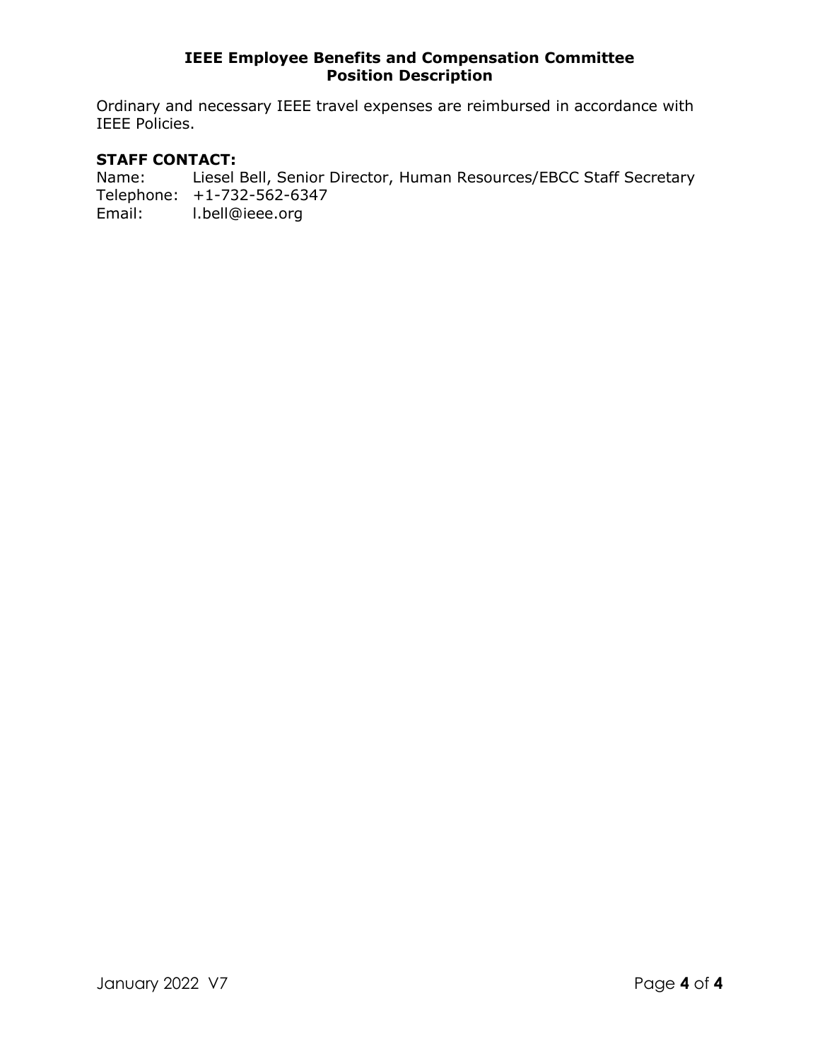Ordinary and necessary IEEE travel expenses are reimbursed in accordance with IEEE Policies.

**STAFF CONTACT:**

Name: Liesel Bell, Senior Director, Human Resources/EBCC Staff Secretary
Telephone: +1-732-562-6347
Email: l.bell@ieee.org